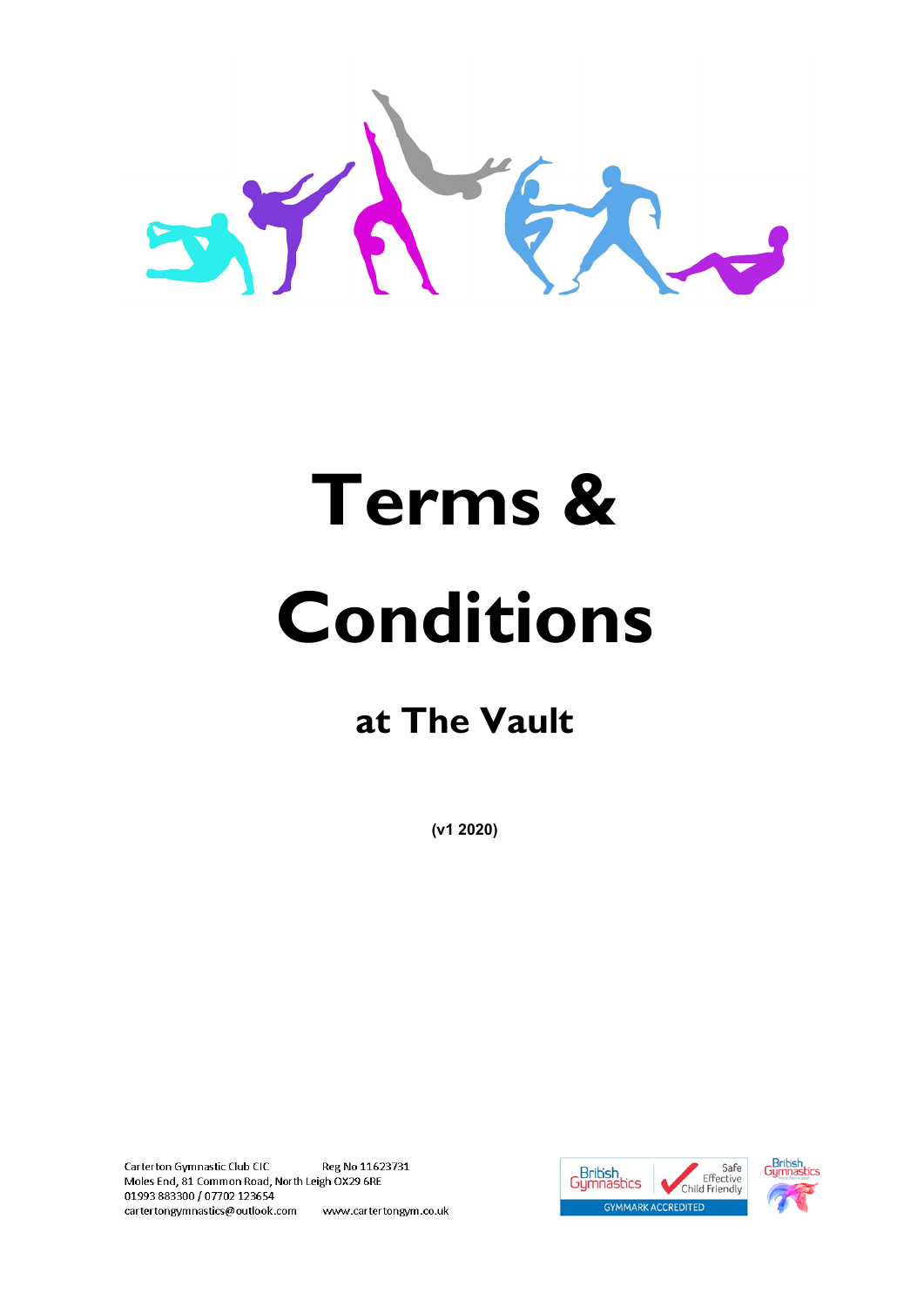# Terms & Conditions

## at The Vault

**(v1 2020)**

Carterton Gymnastic Club CIC Reg No 11623731
Moles End, 81 Common Road, North Leigh OX29 6RE
01993 883300 / 07702 123654
cartertongymnastics@outlook.com www.cartertongym.co.uk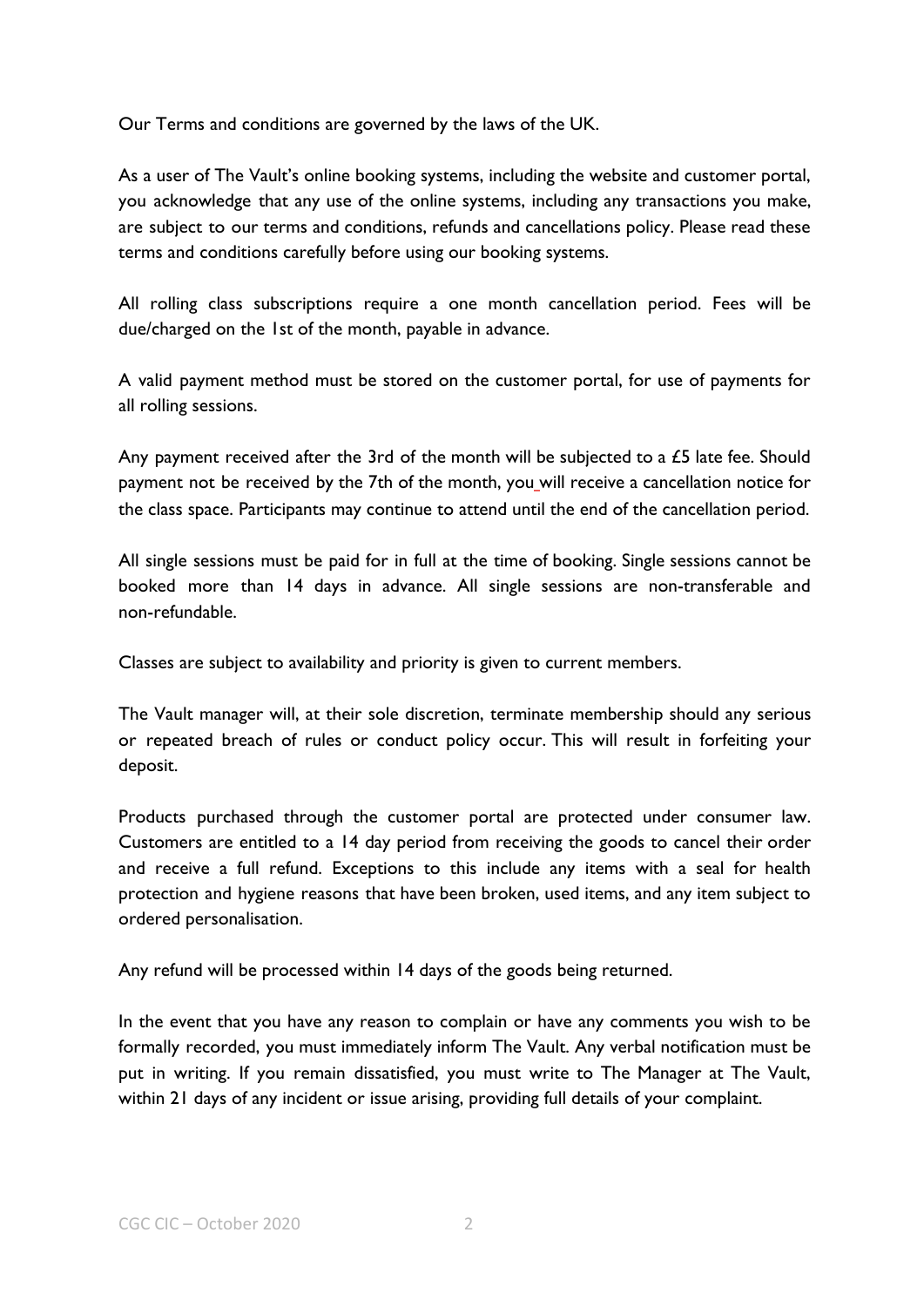Our Terms and conditions are governed by the laws of the UK.

As a user of The Vault's online booking systems, including the website and customer portal, you acknowledge that any use of the online systems, including any transactions you make, are subject to our terms and conditions, refunds and cancellations policy. Please read these terms and conditions carefully before using our booking systems.

All rolling class subscriptions require a one month cancellation period. Fees will be due/charged on the 1st of the month, payable in advance.

A valid payment method must be stored on the customer portal, for use of payments for all rolling sessions.

Any payment received after the 3rd of the month will be subjected to a £5 late fee. Should payment not be received by the 7th of the month, you will receive a cancellation notice for the class space. Participants may continue to attend until the end of the cancellation period.

All single sessions must be paid for in full at the time of booking. Single sessions cannot be booked more than 14 days in advance. All single sessions are non-transferable and non-refundable.

Classes are subject to availability and priority is given to current members.

The Vault manager will, at their sole discretion, terminate membership should any serious or repeated breach of rules or conduct policy occur. This will result in forfeiting your deposit.

Products purchased through the customer portal are protected under consumer law. Customers are entitled to a 14 day period from receiving the goods to cancel their order and receive a full refund. Exceptions to this include any items with a seal for health protection and hygiene reasons that have been broken, used items, and any item subject to ordered personalisation.

Any refund will be processed within 14 days of the goods being returned.

In the event that you have any reason to complain or have any comments you wish to be formally recorded, you must immediately inform The Vault. Any verbal notification must be put in writing. If you remain dissatisfied, you must write to The Manager at The Vault, within 21 days of any incident or issue arising, providing full details of your complaint.